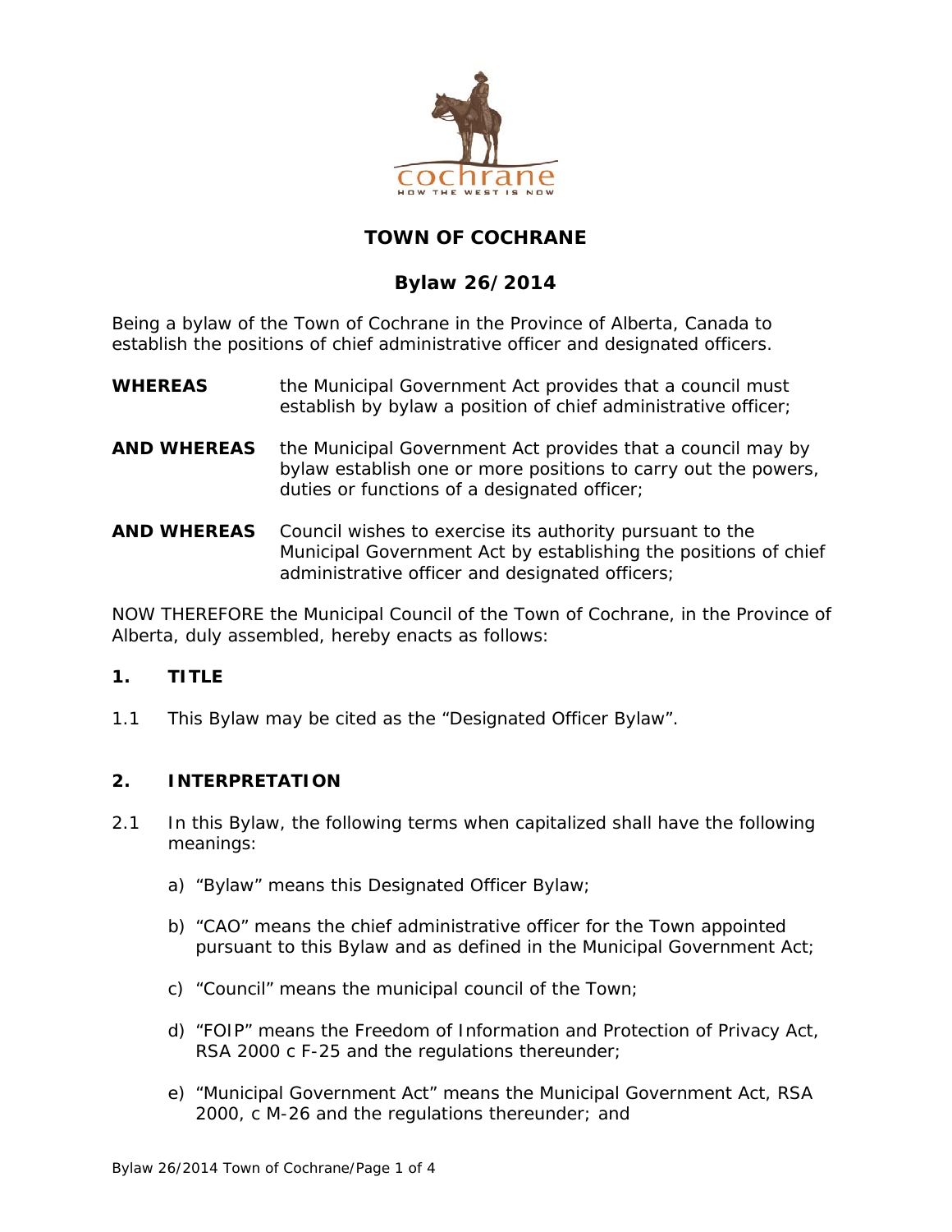# TOWN OF COCHRANE

## Bylaw 26/2014

Being a bylaw of the Town of Cochrane in the Province of Alberta, Canada to establish the positions of chief administrative officer and designated officers.

**WHEREAS** the Municipal Government Act provides that a council must establish by bylaw a position of chief administrative officer;

**AND WHEREAS** the Municipal Government Act provides that a council may by bylaw establish one or more positions to carry out the powers, duties or functions of a designated officer;

**AND WHEREAS** Council wishes to exercise its authority pursuant to the Municipal Government Act by establishing the positions of chief administrative officer and designated officers;

NOW THEREFORE the Municipal Council of the Town of Cochrane, in the Province of Alberta, duly assembled, hereby enacts as follows:

### 1. TITLE

1.1 This Bylaw may be cited as the "Designated Officer Bylaw".

### 2. INTERPRETATION

2.1 In this Bylaw, the following terms when capitalized shall have the following meanings:

a) "Bylaw" means this Designated Officer Bylaw;

b) "CAO" means the chief administrative officer for the Town appointed pursuant to this Bylaw and as defined in the Municipal Government Act;

c) "Council" means the municipal council of the Town;

d) "FOIP" means the Freedom of Information and Protection of Privacy Act, RSA 2000 c F-25 and the regulations thereunder;

e) "Municipal Government Act" means the Municipal Government Act, RSA 2000, c M-26 and the regulations thereunder; and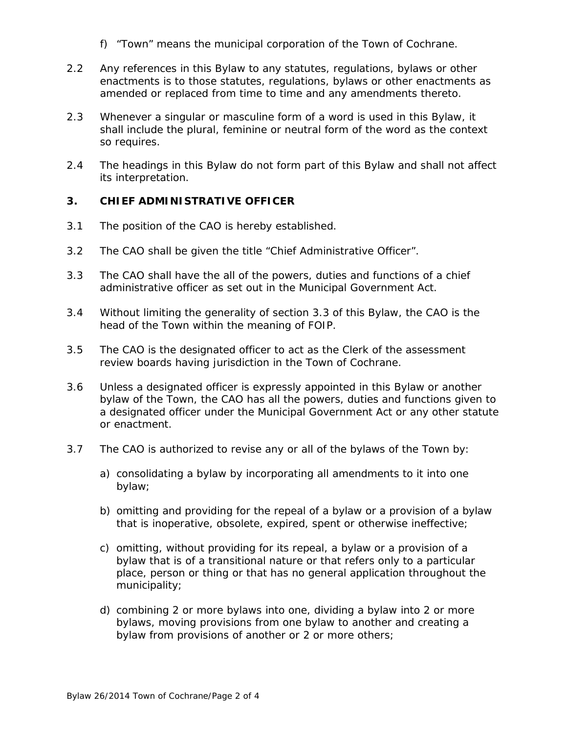f) “Town” means the municipal corporation of the Town of Cochrane.

2.2 Any references in this Bylaw to any statutes, regulations, bylaws or other enactments is to those statutes, regulations, bylaws or other enactments as amended or replaced from time to time and any amendments thereto.

2.3 Whenever a singular or masculine form of a word is used in this Bylaw, it shall include the plural, feminine or neutral form of the word as the context so requires.

2.4 The headings in this Bylaw do not form part of this Bylaw and shall not affect its interpretation.

## 3. CHIEF ADMINISTRATIVE OFFICER

3.1 The position of the CAO is hereby established.

3.2 The CAO shall be given the title “Chief Administrative Officer”.

3.3 The CAO shall have the all of the powers, duties and functions of a chief administrative officer as set out in the Municipal Government Act.

3.4 Without limiting the generality of section 3.3 of this Bylaw, the CAO is the head of the Town within the meaning of FOIP.

3.5 The CAO is the designated officer to act as the Clerk of the assessment review boards having jurisdiction in the Town of Cochrane.

3.6 Unless a designated officer is expressly appointed in this Bylaw or another bylaw of the Town, the CAO has all the powers, duties and functions given to a designated officer under the Municipal Government Act or any other statute or enactment.

3.7 The CAO is authorized to revise any or all of the bylaws of the Town by:

a) consolidating a bylaw by incorporating all amendments to it into one bylaw;

b) omitting and providing for the repeal of a bylaw or a provision of a bylaw that is inoperative, obsolete, expired, spent or otherwise ineffective;

c) omitting, without providing for its repeal, a bylaw or a provision of a bylaw that is of a transitional nature or that refers only to a particular place, person or thing or that has no general application throughout the municipality;

d) combining 2 or more bylaws into one, dividing a bylaw into 2 or more bylaws, moving provisions from one bylaw to another and creating a bylaw from provisions of another or 2 or more others;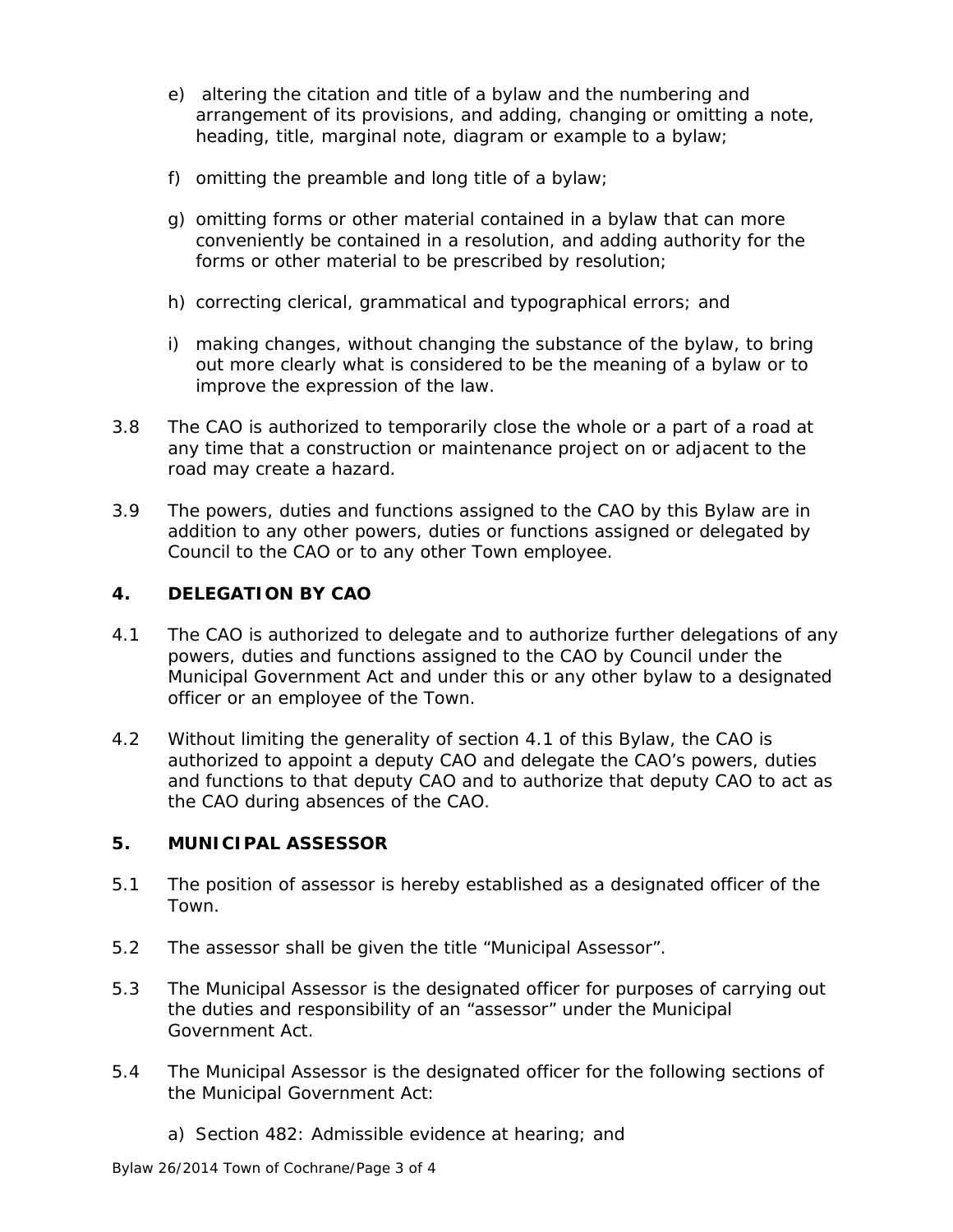e) altering the citation and title of a bylaw and the numbering and arrangement of its provisions, and adding, changing or omitting a note, heading, title, marginal note, diagram or example to a bylaw;

f) omitting the preamble and long title of a bylaw;

g) omitting forms or other material contained in a bylaw that can more conveniently be contained in a resolution, and adding authority for the forms or other material to be prescribed by resolution;

h) correcting clerical, grammatical and typographical errors; and

i) making changes, without changing the substance of the bylaw, to bring out more clearly what is considered to be the meaning of a bylaw or to improve the expression of the law.

3.8 The CAO is authorized to temporarily close the whole or a part of a road at any time that a construction or maintenance project on or adjacent to the road may create a hazard.

3.9 The powers, duties and functions assigned to the CAO by this Bylaw are in addition to any other powers, duties or functions assigned or delegated by Council to the CAO or to any other Town employee.

## 4. DELEGATION BY CAO

4.1 The CAO is authorized to delegate and to authorize further delegations of any powers, duties and functions assigned to the CAO by Council under the Municipal Government Act and under this or any other bylaw to a designated officer or an employee of the Town.

4.2 Without limiting the generality of section 4.1 of this Bylaw, the CAO is authorized to appoint a deputy CAO and delegate the CAO's powers, duties and functions to that deputy CAO and to authorize that deputy CAO to act as the CAO during absences of the CAO.

## 5. MUNICIPAL ASSESSOR

5.1 The position of assessor is hereby established as a designated officer of the Town.

5.2 The assessor shall be given the title "Municipal Assessor".

5.3 The Municipal Assessor is the designated officer for purposes of carrying out the duties and responsibility of an "assessor" under the Municipal Government Act.

5.4 The Municipal Assessor is the designated officer for the following sections of the Municipal Government Act:

a) Section 482: Admissible evidence at hearing; and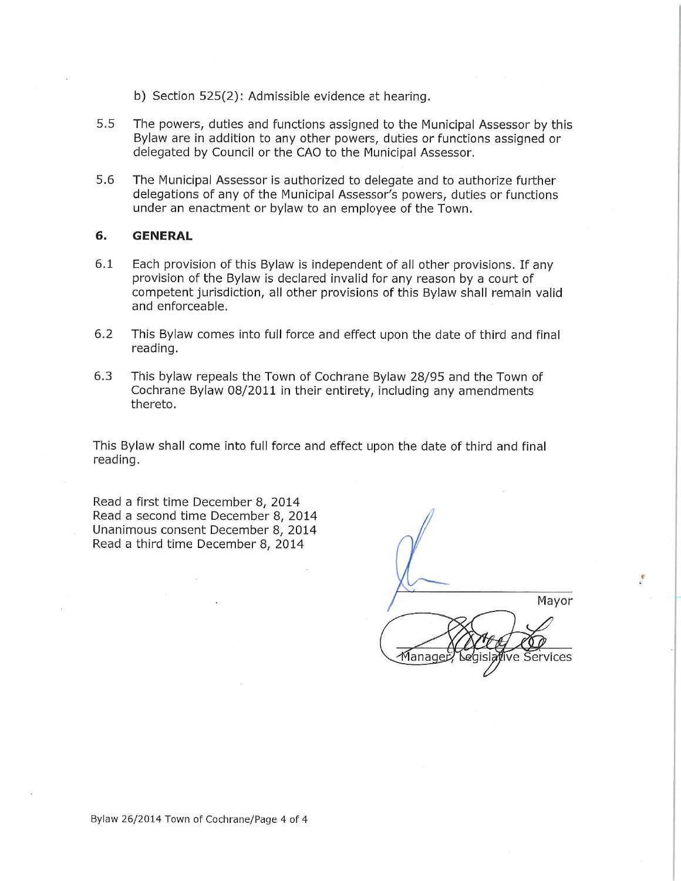b) Section 525(2): Admissible evidence at hearing.

5.5 The powers, duties and functions assigned to the Municipal Assessor by this Bylaw are in addition to any other powers, duties or functions assigned or delegated by Council or the CAO to the Municipal Assessor.

5.6 The Municipal Assessor is authorized to delegate and to authorize further delegations of any of the Municipal Assessor's powers, duties or functions under an enactment or bylaw to an employee of the Town.

## 6. GENERAL

6.1 Each provision of this Bylaw is independent of all other provisions. If any provision of the Bylaw is declared invalid for any reason by a court of competent jurisdiction, all other provisions of this Bylaw shall remain valid and enforceable.

6.2 This Bylaw comes into full force and effect upon the date of third and final reading.

6.3 This bylaw repeals the Town of Cochrane Bylaw 28/95 and the Town of Cochrane Bylaw 08/2011 in their entirety, including any amendments thereto.

This Bylaw shall come into full force and effect upon the date of third and final reading.

Read a first time December 8, 2014
Read a second time December 8, 2014
Unanimous consent December 8, 2014
Read a third time December 8, 2014

Mayor

Manager, Legislative Services